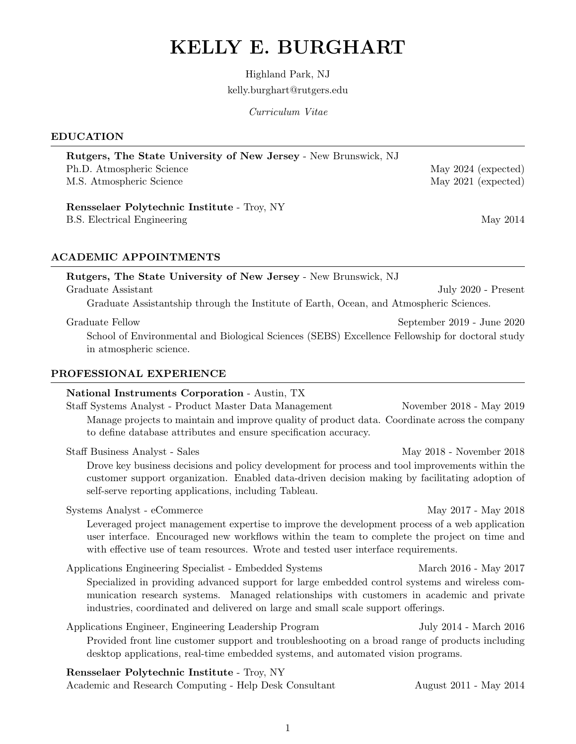# KELLY E. BURGHART

Highland Park, NJ
kelly.burghart@rutgers.edu

*Curriculum Vitae*

## EDUCATION

**Rutgers, The State University of New Jersey** - New Brunswick, NJ
Ph.D. Atmospheric Science — May 2024 (expected)
M.S. Atmospheric Science — May 2021 (expected)

**Rensselaer Polytechnic Institute** - Troy, NY
B.S. Electrical Engineering — May 2014

## ACADEMIC APPOINTMENTS

**Rutgers, The State University of New Jersey** - New Brunswick, NJ

Graduate Assistant — July 2020 - Present

Graduate Assistantship through the Institute of Earth, Ocean, and Atmospheric Sciences.

Graduate Fellow — September 2019 - June 2020

School of Environmental and Biological Sciences (SEBS) Excellence Fellowship for doctoral study in atmospheric science.

## PROFESSIONAL EXPERIENCE

**National Instruments Corporation** - Austin, TX

Staff Systems Analyst - Product Master Data Management — November 2018 - May 2019

Manage projects to maintain and improve quality of product data. Coordinate across the company to define database attributes and ensure specification accuracy.

Staff Business Analyst - Sales — May 2018 - November 2018

Drove key business decisions and policy development for process and tool improvements within the customer support organization. Enabled data-driven decision making by facilitating adoption of self-serve reporting applications, including Tableau.

Systems Analyst - eCommerce — May 2017 - May 2018

Leveraged project management expertise to improve the development process of a web application user interface. Encouraged new workflows within the team to complete the project on time and with effective use of team resources. Wrote and tested user interface requirements.

Applications Engineering Specialist - Embedded Systems — March 2016 - May 2017

Specialized in providing advanced support for large embedded control systems and wireless communication research systems. Managed relationships with customers in academic and private industries, coordinated and delivered on large and small scale support offerings.

Applications Engineer, Engineering Leadership Program — July 2014 - March 2016

Provided front line customer support and troubleshooting on a broad range of products including desktop applications, real-time embedded systems, and automated vision programs.

**Rensselaer Polytechnic Institute** - Troy, NY

Academic and Research Computing - Help Desk Consultant — August 2011 - May 2014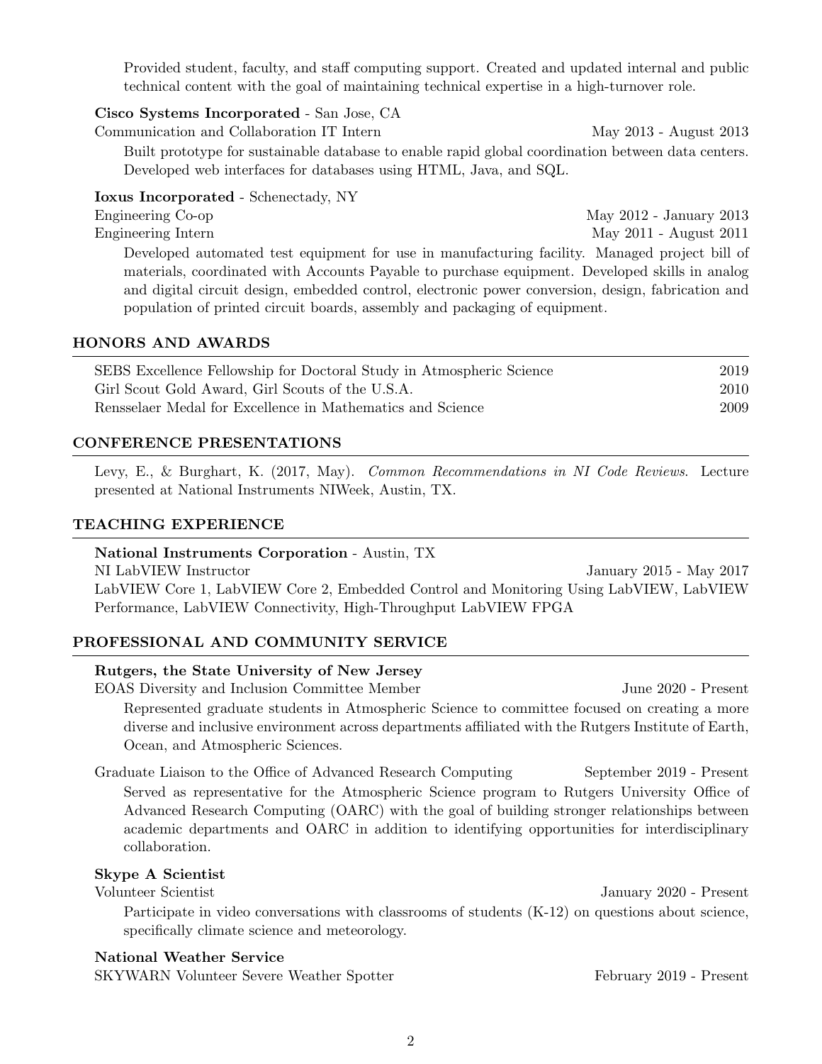Provided student, faculty, and staff computing support. Created and updated internal and public technical content with the goal of maintaining technical expertise in a high-turnover role.

**Cisco Systems Incorporated** - San Jose, CA
Communication and Collaboration IT Intern — May 2013 - August 2013

Built prototype for sustainable database to enable rapid global coordination between data centers. Developed web interfaces for databases using HTML, Java, and SQL.

**Ioxus Incorporated** - Schenectady, NY
Engineering Co-op — May 2012 - January 2013
Engineering Intern — May 2011 - August 2011

Developed automated test equipment for use in manufacturing facility. Managed project bill of materials, coordinated with Accounts Payable to purchase equipment. Developed skills in analog and digital circuit design, embedded control, electronic power conversion, design, fabrication and population of printed circuit boards, assembly and packaging of equipment.

## HONORS AND AWARDS

| Award | Year |
|---|---|
| SEBS Excellence Fellowship for Doctoral Study in Atmospheric Science | 2019 |
| Girl Scout Gold Award, Girl Scouts of the U.S.A. | 2010 |
| Rensselaer Medal for Excellence in Mathematics and Science | 2009 |

## CONFERENCE PRESENTATIONS

Levy, E., & Burghart, K. (2017, May). *Common Recommendations in NI Code Reviews.* Lecture presented at National Instruments NIWeek, Austin, TX.

## TEACHING EXPERIENCE

**National Instruments Corporation** - Austin, TX
NI LabVIEW Instructor — January 2015 - May 2017
LabVIEW Core 1, LabVIEW Core 2, Embedded Control and Monitoring Using LabVIEW, LabVIEW Performance, LabVIEW Connectivity, High-Throughput LabVIEW FPGA

## PROFESSIONAL AND COMMUNITY SERVICE

**Rutgers, the State University of New Jersey**
EOAS Diversity and Inclusion Committee Member — June 2020 - Present

Represented graduate students in Atmospheric Science to committee focused on creating a more diverse and inclusive environment across departments affiliated with the Rutgers Institute of Earth, Ocean, and Atmospheric Sciences.

Graduate Liaison to the Office of Advanced Research Computing — September 2019 - Present

Served as representative for the Atmospheric Science program to Rutgers University Office of Advanced Research Computing (OARC) with the goal of building stronger relationships between academic departments and OARC in addition to identifying opportunities for interdisciplinary collaboration.

**Skype A Scientist**
Volunteer Scientist — January 2020 - Present

Participate in video conversations with classrooms of students (K-12) on questions about science, specifically climate science and meteorology.

**National Weather Service**
SKYWARN Volunteer Severe Weather Spotter — February 2019 - Present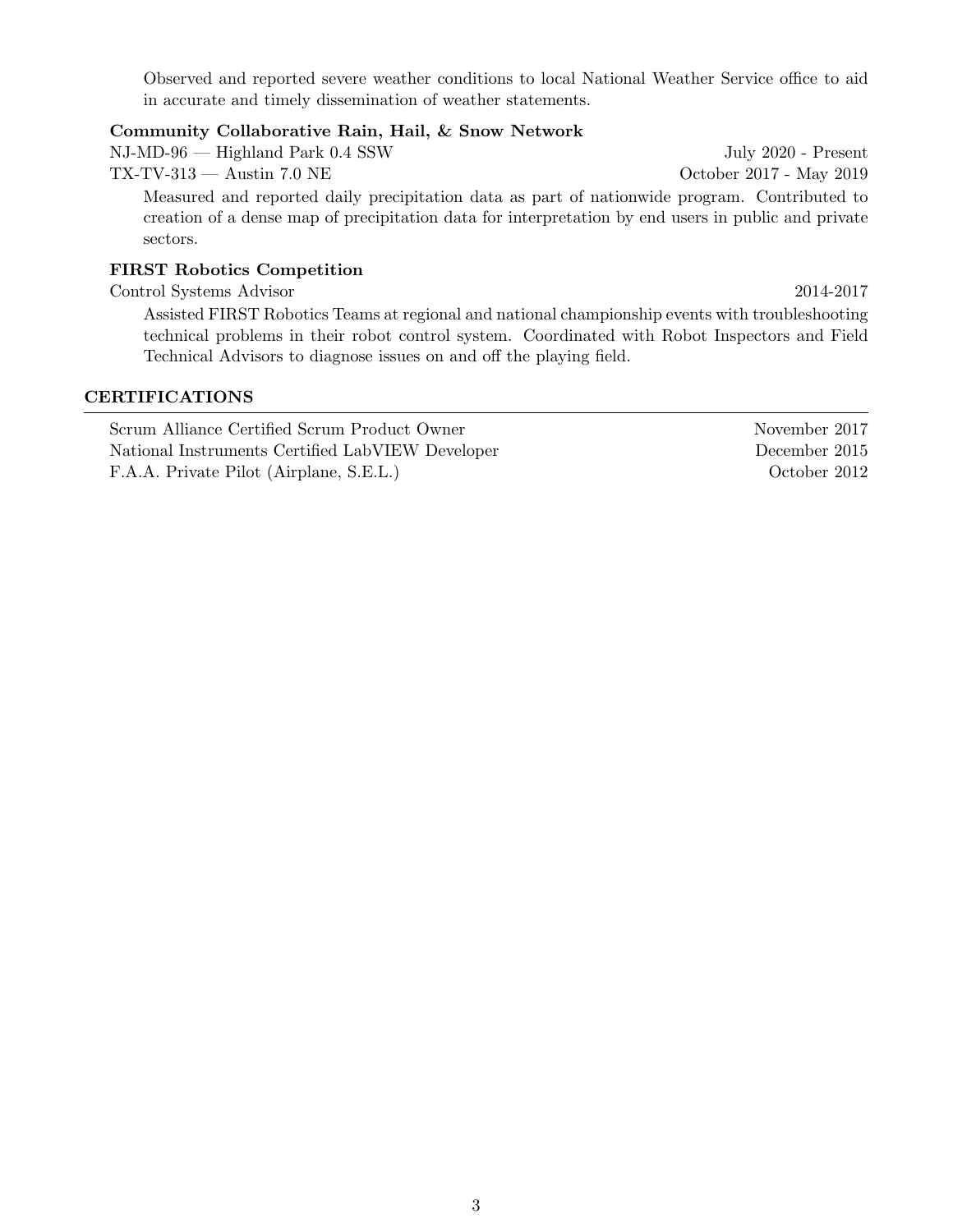Observed and reported severe weather conditions to local National Weather Service office to aid in accurate and timely dissemination of weather statements.

**Community Collaborative Rain, Hail, & Snow Network**

NJ-MD-96 — Highland Park 0.4 SSW — July 2020 - Present

TX-TV-313 — Austin 7.0 NE — October 2017 - May 2019

Measured and reported daily precipitation data as part of nationwide program. Contributed to creation of a dense map of precipitation data for interpretation by end users in public and private sectors.

**FIRST Robotics Competition**

Control Systems Advisor — 2014-2017

Assisted FIRST Robotics Teams at regional and national championship events with troubleshooting technical problems in their robot control system. Coordinated with Robot Inspectors and Field Technical Advisors to diagnose issues on and off the playing field.

## CERTIFICATIONS

| | |
|---|---|
| Scrum Alliance Certified Scrum Product Owner | November 2017 |
| National Instruments Certified LabVIEW Developer | December 2015 |
| F.A.A. Private Pilot (Airplane, S.E.L.) | October 2012 |